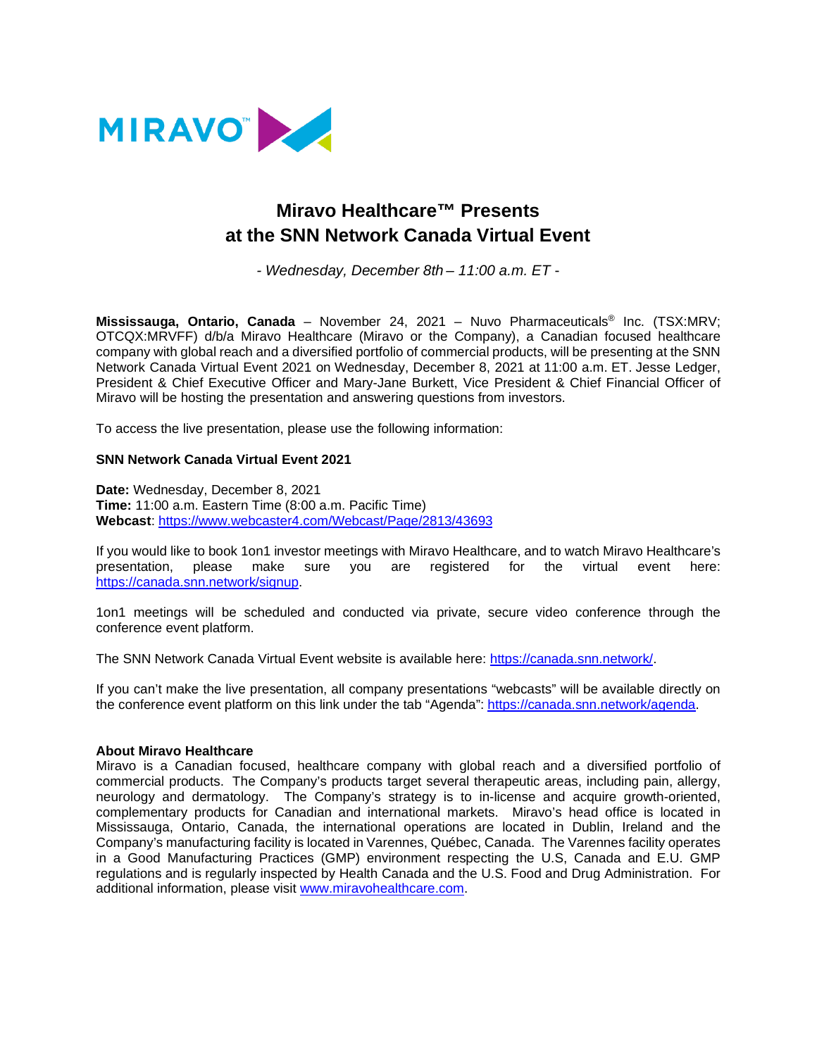# Miravo Healthcare™ Presents at the SNN Network Canada Virtual Event

*- Wednesday, December 8th – 11:00 a.m. ET -*

**Mississauga, Ontario, Canada** – November 24, 2021 – Nuvo Pharmaceuticals® Inc. (TSX:MRV; OTCQX:MRVFF) d/b/a Miravo Healthcare (Miravo or the Company), a Canadian focused healthcare company with global reach and a diversified portfolio of commercial products, will be presenting at the SNN Network Canada Virtual Event 2021 on Wednesday, December 8, 2021 at 11:00 a.m. ET. Jesse Ledger, President & Chief Executive Officer and Mary-Jane Burkett, Vice President & Chief Financial Officer of Miravo will be hosting the presentation and answering questions from investors.

To access the live presentation, please use the following information:

**SNN Network Canada Virtual Event 2021**

**Date:** Wednesday, December 8, 2021
**Time:** 11:00 a.m. Eastern Time (8:00 a.m. Pacific Time)
**Webcast**: https://www.webcaster4.com/Webcast/Page/2813/43693

If you would like to book 1on1 investor meetings with Miravo Healthcare, and to watch Miravo Healthcare's presentation, please make sure you are registered for the virtual event here: https://canada.snn.network/signup.

1on1 meetings will be scheduled and conducted via private, secure video conference through the conference event platform.

The SNN Network Canada Virtual Event website is available here: https://canada.snn.network/.

If you can't make the live presentation, all company presentations "webcasts" will be available directly on the conference event platform on this link under the tab "Agenda": https://canada.snn.network/agenda.

**About Miravo Healthcare**

Miravo is a Canadian focused, healthcare company with global reach and a diversified portfolio of commercial products. The Company's products target several therapeutic areas, including pain, allergy, neurology and dermatology. The Company's strategy is to in-license and acquire growth-oriented, complementary products for Canadian and international markets. Miravo's head office is located in Mississauga, Ontario, Canada, the international operations are located in Dublin, Ireland and the Company's manufacturing facility is located in Varennes, Québec, Canada. The Varennes facility operates in a Good Manufacturing Practices (GMP) environment respecting the U.S, Canada and E.U. GMP regulations and is regularly inspected by Health Canada and the U.S. Food and Drug Administration. For additional information, please visit www.miravohealthcare.com.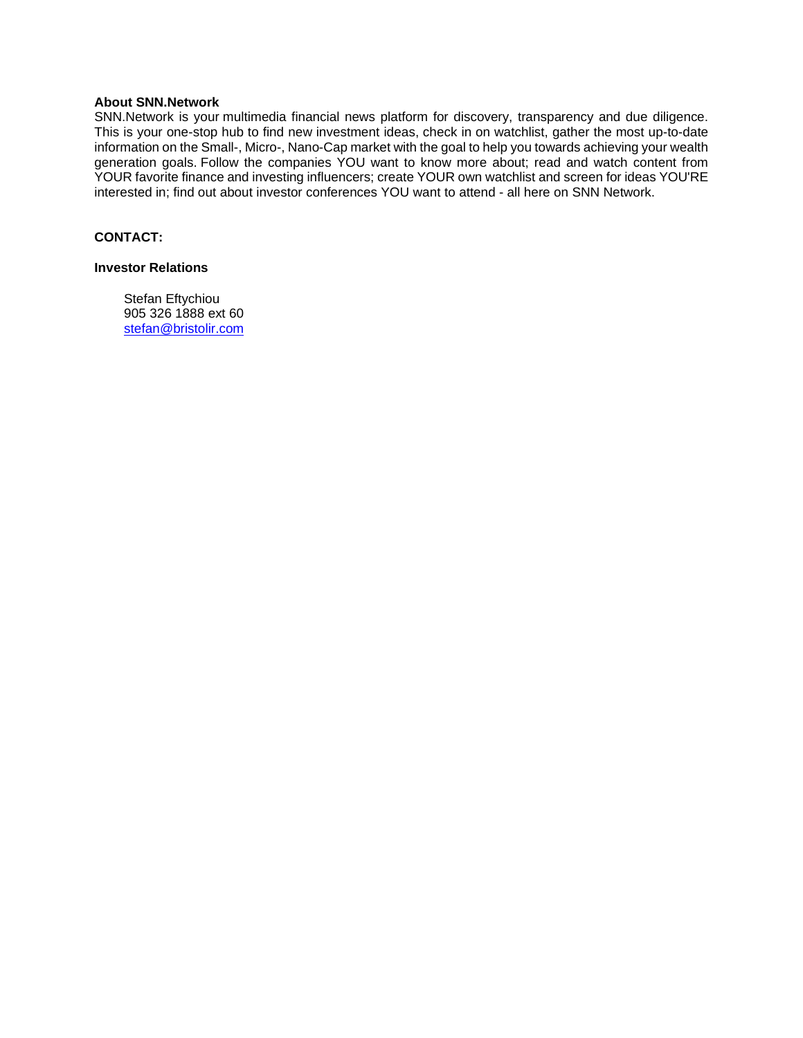**About SNN.Network**

SNN.Network is your multimedia financial news platform for discovery, transparency and due diligence. This is your one-stop hub to find new investment ideas, check in on watchlist, gather the most up-to-date information on the Small-, Micro-, Nano-Cap market with the goal to help you towards achieving your wealth generation goals. Follow the companies YOU want to know more about; read and watch content from YOUR favorite finance and investing influencers; create YOUR own watchlist and screen for ideas YOU'RE interested in; find out about investor conferences YOU want to attend - all here on SNN Network.

**CONTACT:**

**Investor Relations**

Stefan Eftychiou
905 326 1888 ext 60
stefan@bristolir.com